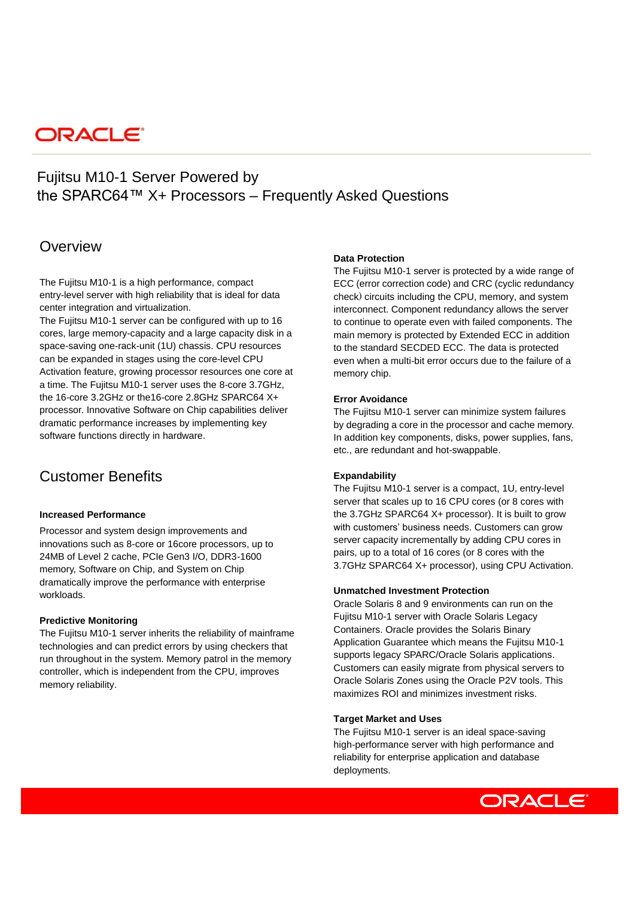# Fujitsu M10-1 Server Powered by the SPARC64™ X+ Processors – Frequently Asked Questions

## Overview

The Fujitsu M10-1 is a high performance, compact entry-level server with high reliability that is ideal for data center integration and virtualization.
The Fujitsu M10-1 server can be configured with up to 16 cores, large memory-capacity and a large capacity disk in a space-saving one-rack-unit (1U) chassis. CPU resources can be expanded in stages using the core-level CPU Activation feature, growing processor resources one core at a time. The Fujitsu M10-1 server uses the 8-core 3.7GHz, the 16-core 3.2GHz or the16-core 2.8GHz SPARC64 X+ processor. Innovative Software on Chip capabilities deliver dramatic performance increases by implementing key software functions directly in hardware.

## Customer Benefits

**Increased Performance**

Processor and system design improvements and innovations such as 8-core or 16core processors, up to 24MB of Level 2 cache, PCIe Gen3 I/O, DDR3-1600 memory, Software on Chip, and System on Chip dramatically improve the performance with enterprise workloads.

**Predictive Monitoring**

The Fujitsu M10-1 server inherits the reliability of mainframe technologies and can predict errors by using checkers that run throughout in the system. Memory patrol in the memory controller, which is independent from the CPU, improves memory reliability.

**Data Protection**

The Fujitsu M10-1 server is protected by a wide range of ECC (error correction code) and CRC (cyclic redundancy check) circuits including the CPU, memory, and system interconnect. Component redundancy allows the server to continue to operate even with failed components. The main memory is protected by Extended ECC in addition to the standard SECDED ECC. The data is protected even when a multi-bit error occurs due to the failure of a memory chip.

**Error Avoidance**

The Fujitsu M10-1 server can minimize system failures by degrading a core in the processor and cache memory. In addition key components, disks, power supplies, fans, etc., are redundant and hot-swappable.

**Expandability**

The Fujitsu M10-1 server is a compact, 1U, entry-level server that scales up to 16 CPU cores (or 8 cores with the 3.7GHz SPARC64 X+ processor). It is built to grow with customers' business needs. Customers can grow server capacity incrementally by adding CPU cores in pairs, up to a total of 16 cores (or 8 cores with the 3.7GHz SPARC64 X+ processor), using CPU Activation.

**Unmatched Investment Protection**

Oracle Solaris 8 and 9 environments can run on the Fujitsu M10-1 server with Oracle Solaris Legacy Containers. Oracle provides the Solaris Binary Application Guarantee which means the Fujitsu M10-1 supports legacy SPARC/Oracle Solaris applications. Customers can easily migrate from physical servers to Oracle Solaris Zones using the Oracle P2V tools. This maximizes ROI and minimizes investment risks.

**Target Market and Uses**

The Fujitsu M10-1 server is an ideal space-saving high-performance server with high performance and reliability for enterprise application and database deployments.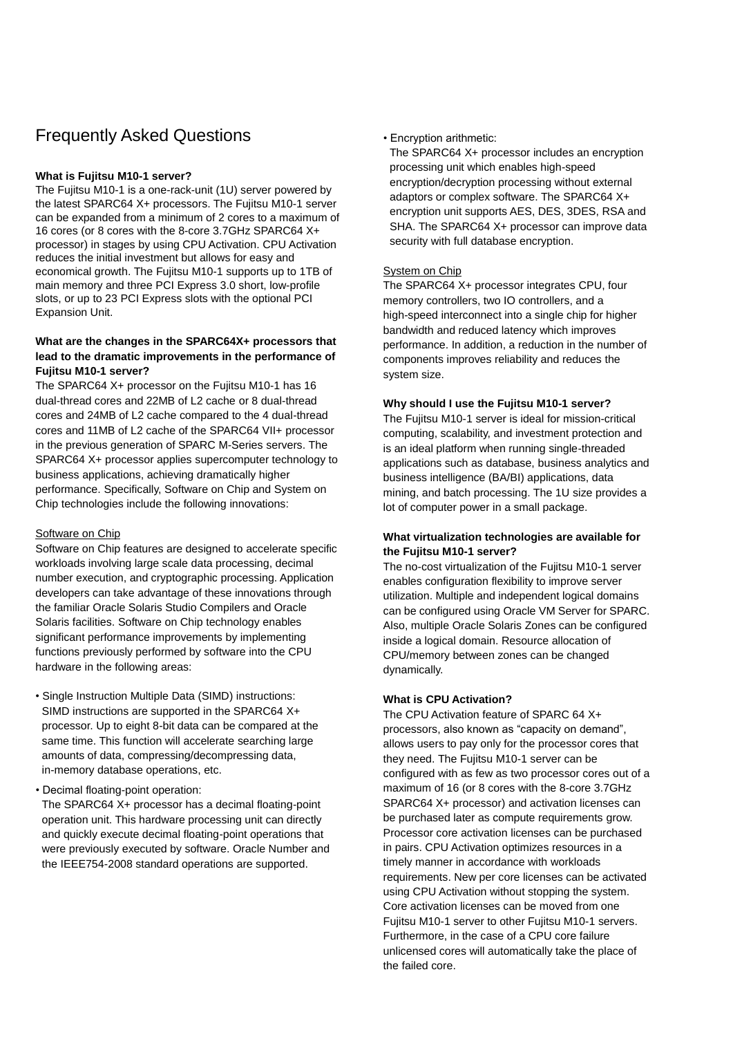## Frequently Asked Questions

**What is Fujitsu M10-1 server?**

The Fujitsu M10-1 is a one-rack-unit (1U) server powered by the latest SPARC64 X+ processors. The Fujitsu M10-1 server can be expanded from a minimum of 2 cores to a maximum of 16 cores (or 8 cores with the 8-core 3.7GHz SPARC64 X+ processor) in stages by using CPU Activation. CPU Activation reduces the initial investment but allows for easy and economical growth. The Fujitsu M10-1 supports up to 1TB of main memory and three PCI Express 3.0 short, low-profile slots, or up to 23 PCI Express slots with the optional PCI Expansion Unit.

**What are the changes in the SPARC64X+ processors that lead to the dramatic improvements in the performance of Fujitsu M10-1 server?**

The SPARC64 X+ processor on the Fujitsu M10-1 has 16 dual-thread cores and 22MB of L2 cache or 8 dual-thread cores and 24MB of L2 cache compared to the 4 dual-thread cores and 11MB of L2 cache of the SPARC64 VII+ processor in the previous generation of SPARC M-Series servers. The SPARC64 X+ processor applies supercomputer technology to business applications, achieving dramatically higher performance. Specifically, Software on Chip and System on Chip technologies include the following innovations:

Software on Chip

Software on Chip features are designed to accelerate specific workloads involving large scale data processing, decimal number execution, and cryptographic processing. Application developers can take advantage of these innovations through the familiar Oracle Solaris Studio Compilers and Oracle Solaris facilities. Software on Chip technology enables significant performance improvements by implementing functions previously performed by software into the CPU hardware in the following areas:

- Single Instruction Multiple Data (SIMD) instructions:
  SIMD instructions are supported in the SPARC64 X+ processor. Up to eight 8-bit data can be compared at the same time. This function will accelerate searching large amounts of data, compressing/decompressing data, in-memory database operations, etc.
- Decimal floating-point operation:
  The SPARC64 X+ processor has a decimal floating-point operation unit. This hardware processing unit can directly and quickly execute decimal floating-point operations that were previously executed by software. Oracle Number and the IEEE754-2008 standard operations are supported.
- Encryption arithmetic:
  The SPARC64 X+ processor includes an encryption processing unit which enables high-speed encryption/decryption processing without external adaptors or complex software. The SPARC64 X+ encryption unit supports AES, DES, 3DES, RSA and SHA. The SPARC64 X+ processor can improve data security with full database encryption.

System on Chip

The SPARC64 X+ processor integrates CPU, four memory controllers, two IO controllers, and a high-speed interconnect into a single chip for higher bandwidth and reduced latency which improves performance. In addition, a reduction in the number of components improves reliability and reduces the system size.

**Why should I use the Fujitsu M10-1 server?**

The Fujitsu M10-1 server is ideal for mission-critical computing, scalability, and investment protection and is an ideal platform when running single-threaded applications such as database, business analytics and business intelligence (BA/BI) applications, data mining, and batch processing. The 1U size provides a lot of computer power in a small package.

**What virtualization technologies are available for the Fujitsu M10-1 server?**

The no-cost virtualization of the Fujitsu M10-1 server enables configuration flexibility to improve server utilization. Multiple and independent logical domains can be configured using Oracle VM Server for SPARC. Also, multiple Oracle Solaris Zones can be configured inside a logical domain. Resource allocation of CPU/memory between zones can be changed dynamically.

**What is CPU Activation?**

The CPU Activation feature of SPARC 64 X+ processors, also known as “capacity on demand”, allows users to pay only for the processor cores that they need. The Fujitsu M10-1 server can be configured with as few as two processor cores out of a maximum of 16 (or 8 cores with the 8-core 3.7GHz SPARC64 X+ processor) and activation licenses can be purchased later as compute requirements grow. Processor core activation licenses can be purchased in pairs. CPU Activation optimizes resources in a timely manner in accordance with workloads requirements. New per core licenses can be activated using CPU Activation without stopping the system. Core activation licenses can be moved from one Fujitsu M10-1 server to other Fujitsu M10-1 servers. Furthermore, in the case of a CPU core failure unlicensed cores will automatically take the place of the failed core.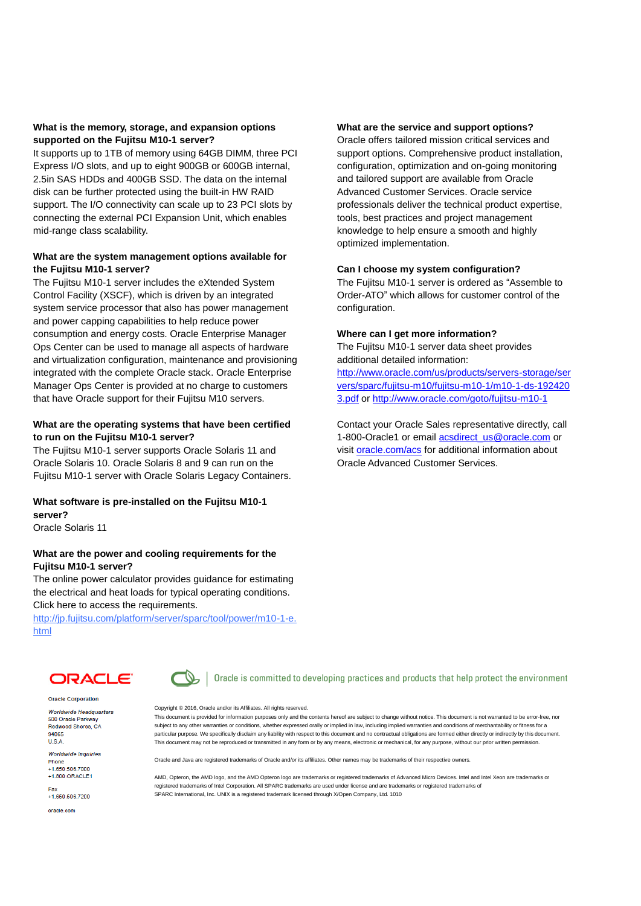**What is the memory, storage, and expansion options supported on the Fujitsu M10-1 server?**

It supports up to 1TB of memory using 64GB DIMM, three PCI Express I/O slots, and up to eight 900GB or 600GB internal, 2.5in SAS HDDs and 400GB SSD. The data on the internal disk can be further protected using the built-in HW RAID support. The I/O connectivity can scale up to 23 PCI slots by connecting the external PCI Expansion Unit, which enables mid-range class scalability.

**What are the system management options available for the Fujitsu M10-1 server?**

The Fujitsu M10-1 server includes the eXtended System Control Facility (XSCF), which is driven by an integrated system service processor that also has power management and power capping capabilities to help reduce power consumption and energy costs. Oracle Enterprise Manager Ops Center can be used to manage all aspects of hardware and virtualization configuration, maintenance and provisioning integrated with the complete Oracle stack. Oracle Enterprise Manager Ops Center is provided at no charge to customers that have Oracle support for their Fujitsu M10 servers.

**What are the operating systems that have been certified to run on the Fujitsu M10-1 server?**

The Fujitsu M10-1 server supports Oracle Solaris 11 and Oracle Solaris 10. Oracle Solaris 8 and 9 can run on the Fujitsu M10-1 server with Oracle Solaris Legacy Containers.

**What software is pre-installed on the Fujitsu M10-1 server?**

Oracle Solaris 11

**What are the power and cooling requirements for the Fujitsu M10-1 server?**

The online power calculator provides guidance for estimating the electrical and heat loads for typical operating conditions. Click here to access the requirements. http://jp.fujitsu.com/platform/server/sparc/tool/power/m10-1-e.html

**What are the service and support options?**

Oracle offers tailored mission critical services and support options. Comprehensive product installation, configuration, optimization and on-going monitoring and tailored support are available from Oracle Advanced Customer Services. Oracle service professionals deliver the technical product expertise, tools, best practices and project management knowledge to help ensure a smooth and highly optimized implementation.

**Can I choose my system configuration?**

The Fujitsu M10-1 server is ordered as “Assemble to Order-ATO” which allows for customer control of the configuration.

**Where can I get more information?**

The Fujitsu M10-1 server data sheet provides additional detailed information: http://www.oracle.com/us/products/servers-storage/servers/sparc/fujitsu-m10/fujitsu-m10-1/m10-1-ds-1924203.pdf or http://www.oracle.com/goto/fujitsu-m10-1

Contact your Oracle Sales representative directly, call 1-800-Oracle1 or email acsdirect_us@oracle.com or visit oracle.com/acs for additional information about Oracle Advanced Customer Services.

ORACLE

Oracle is committed to developing practices and products that help protect the environment

Oracle Corporation

*Worldwide Headquarters*
500 Oracle Parkway
Redwood Shores, CA
94065
U.S.A.

*Worldwide Inquiries*
Phone
+1.650.506.7000
+1.800.ORACLE1

Fax
+1.650.506.7200

oracle.com

Copyright © 2016, Oracle and/or its Affiliates. All rights reserved.

This document is provided for information purposes only and the contents hereof are subject to change without notice. This document is not warranted to be error-free, nor subject to any other warranties or conditions, whether expressed orally or implied in law, including implied warranties and conditions of merchantability or fitness for a particular purpose. We specifically disclaim any liability with respect to this document and no contractual obligations are formed either directly or indirectly by this document. This document may not be reproduced or transmitted in any form or by any means, electronic or mechanical, for any purpose, without our prior written permission.

Oracle and Java are registered trademarks of Oracle and/or its affiliates. Other names may be trademarks of their respective owners.

AMD, Opteron, the AMD logo, and the AMD Opteron logo are trademarks or registered trademarks of Advanced Micro Devices. Intel and Intel Xeon are trademarks or registered trademarks of Intel Corporation. All SPARC trademarks are used under license and are trademarks or registered trademarks of SPARC International, Inc. UNIX is a registered trademark licensed through X/Open Company, Ltd. 1010